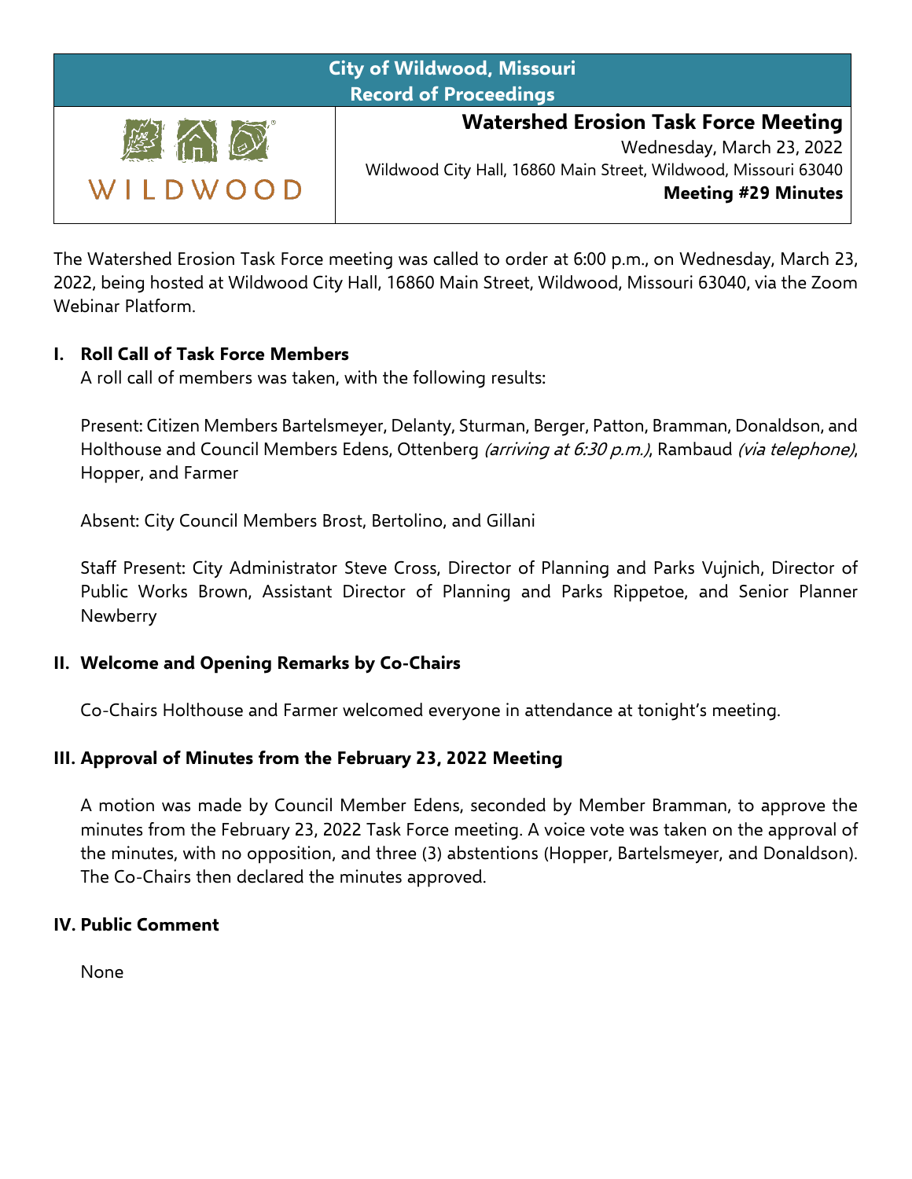**City of Wildwood, Missouri**
**Record of Proceedings**

WILDWOOD

## Watershed Erosion Task Force Meeting

Wednesday, March 23, 2022
Wildwood City Hall, 16860 Main Street, Wildwood, Missouri 63040
**Meeting #29 Minutes**

The Watershed Erosion Task Force meeting was called to order at 6:00 p.m., on Wednesday, March 23, 2022, being hosted at Wildwood City Hall, 16860 Main Street, Wildwood, Missouri 63040, via the Zoom Webinar Platform.

### I. Roll Call of Task Force Members

A roll call of members was taken, with the following results:

Present: Citizen Members Bartelsmeyer, Delanty, Sturman, Berger, Patton, Bramman, Donaldson, and Holthouse and Council Members Edens, Ottenberg *(arriving at 6:30 p.m.)*, Rambaud *(via telephone)*, Hopper, and Farmer

Absent: City Council Members Brost, Bertolino, and Gillani

Staff Present: City Administrator Steve Cross, Director of Planning and Parks Vujnich, Director of Public Works Brown, Assistant Director of Planning and Parks Rippetoe, and Senior Planner Newberry

### II. Welcome and Opening Remarks by Co-Chairs

Co-Chairs Holthouse and Farmer welcomed everyone in attendance at tonight's meeting.

### III. Approval of Minutes from the February 23, 2022 Meeting

A motion was made by Council Member Edens, seconded by Member Bramman, to approve the minutes from the February 23, 2022 Task Force meeting. A voice vote was taken on the approval of the minutes, with no opposition, and three (3) abstentions (Hopper, Bartelsmeyer, and Donaldson). The Co-Chairs then declared the minutes approved.

### IV. Public Comment

None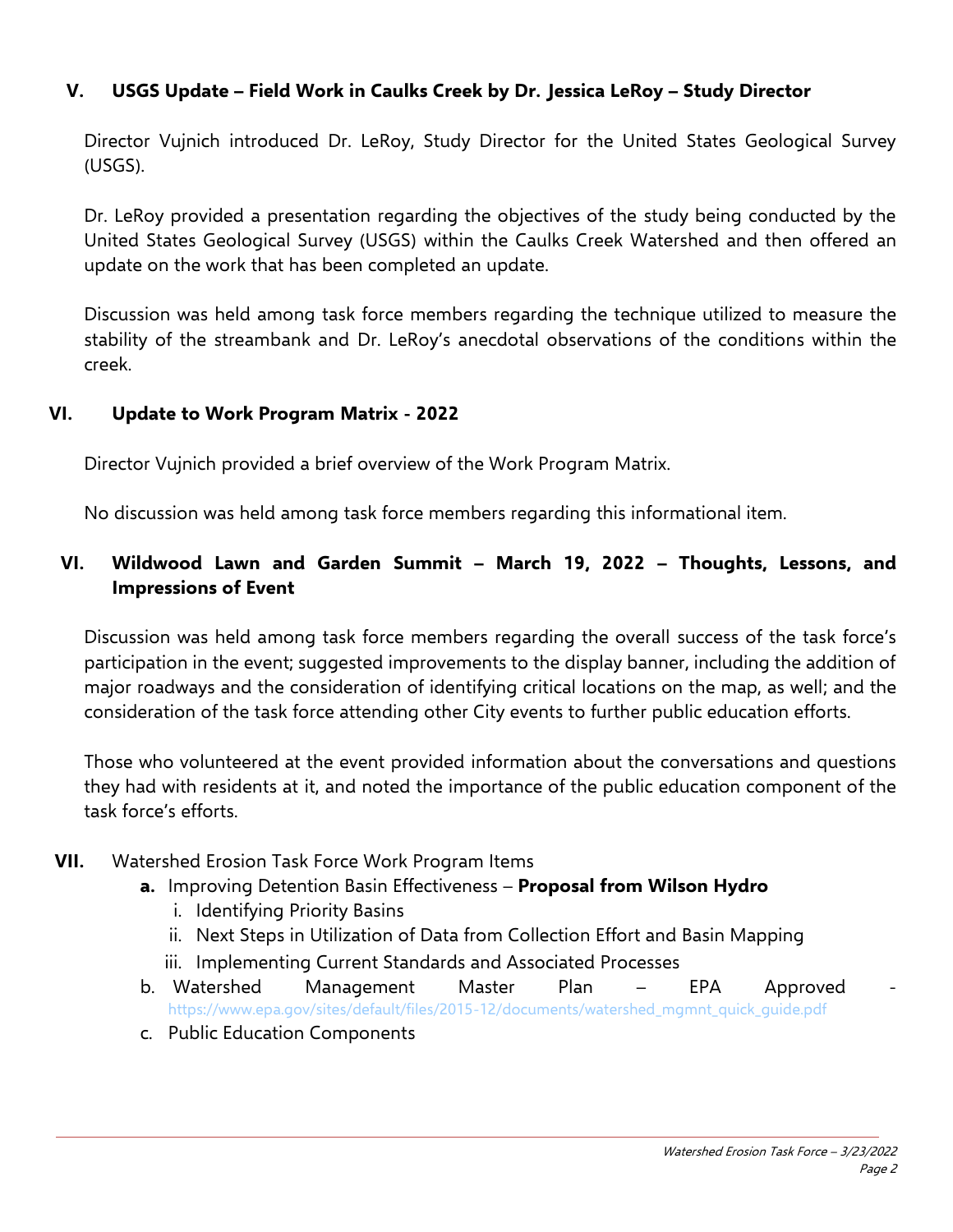## V. USGS Update – Field Work in Caulks Creek by Dr. Jessica LeRoy – Study Director

Director Vujnich introduced Dr. LeRoy, Study Director for the United States Geological Survey (USGS).

Dr. LeRoy provided a presentation regarding the objectives of the study being conducted by the United States Geological Survey (USGS) within the Caulks Creek Watershed and then offered an update on the work that has been completed an update.

Discussion was held among task force members regarding the technique utilized to measure the stability of the streambank and Dr. LeRoy's anecdotal observations of the conditions within the creek.

## VI. Update to Work Program Matrix - 2022

Director Vujnich provided a brief overview of the Work Program Matrix.

No discussion was held among task force members regarding this informational item.

## VI. Wildwood Lawn and Garden Summit – March 19, 2022 – Thoughts, Lessons, and Impressions of Event

Discussion was held among task force members regarding the overall success of the task force's participation in the event; suggested improvements to the display banner, including the addition of major roadways and the consideration of identifying critical locations on the map, as well; and the consideration of the task force attending other City events to further public education efforts.

Those who volunteered at the event provided information about the conversations and questions they had with residents at it, and noted the importance of the public education component of the task force's efforts.

**VII.** Watershed Erosion Task Force Work Program Items

- **a.** Improving Detention Basin Effectiveness – **Proposal from Wilson Hydro**
  - i. Identifying Priority Basins
  - ii. Next Steps in Utilization of Data from Collection Effort and Basin Mapping
  - iii. Implementing Current Standards and Associated Processes
- b. Watershed Management Master Plan – EPA Approved - https://www.epa.gov/sites/default/files/2015-12/documents/watershed_mgmnt_quick_guide.pdf
- c. Public Education Components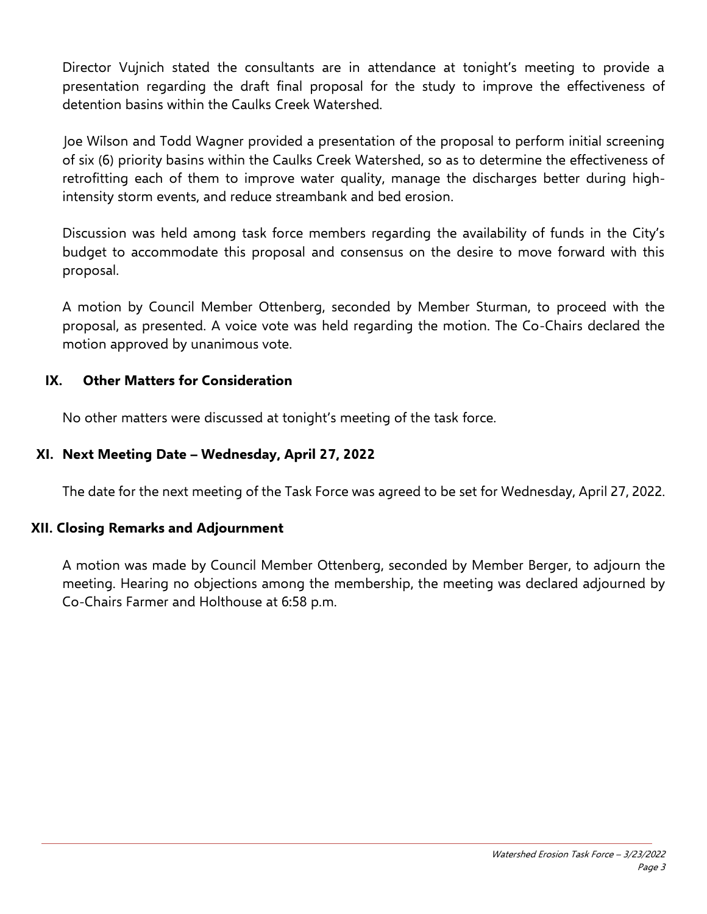Director Vujnich stated the consultants are in attendance at tonight's meeting to provide a presentation regarding the draft final proposal for the study to improve the effectiveness of detention basins within the Caulks Creek Watershed.

Joe Wilson and Todd Wagner provided a presentation of the proposal to perform initial screening of six (6) priority basins within the Caulks Creek Watershed, so as to determine the effectiveness of retrofitting each of them to improve water quality, manage the discharges better during high-intensity storm events, and reduce streambank and bed erosion.

Discussion was held among task force members regarding the availability of funds in the City's budget to accommodate this proposal and consensus on the desire to move forward with this proposal.

A motion by Council Member Ottenberg, seconded by Member Sturman, to proceed with the proposal, as presented. A voice vote was held regarding the motion. The Co-Chairs declared the motion approved by unanimous vote.

## IX. Other Matters for Consideration

No other matters were discussed at tonight's meeting of the task force.

## XI. Next Meeting Date – Wednesday, April 27, 2022

The date for the next meeting of the Task Force was agreed to be set for Wednesday, April 27, 2022.

## XII. Closing Remarks and Adjournment

A motion was made by Council Member Ottenberg, seconded by Member Berger, to adjourn the meeting. Hearing no objections among the membership, the meeting was declared adjourned by Co-Chairs Farmer and Holthouse at 6:58 p.m.